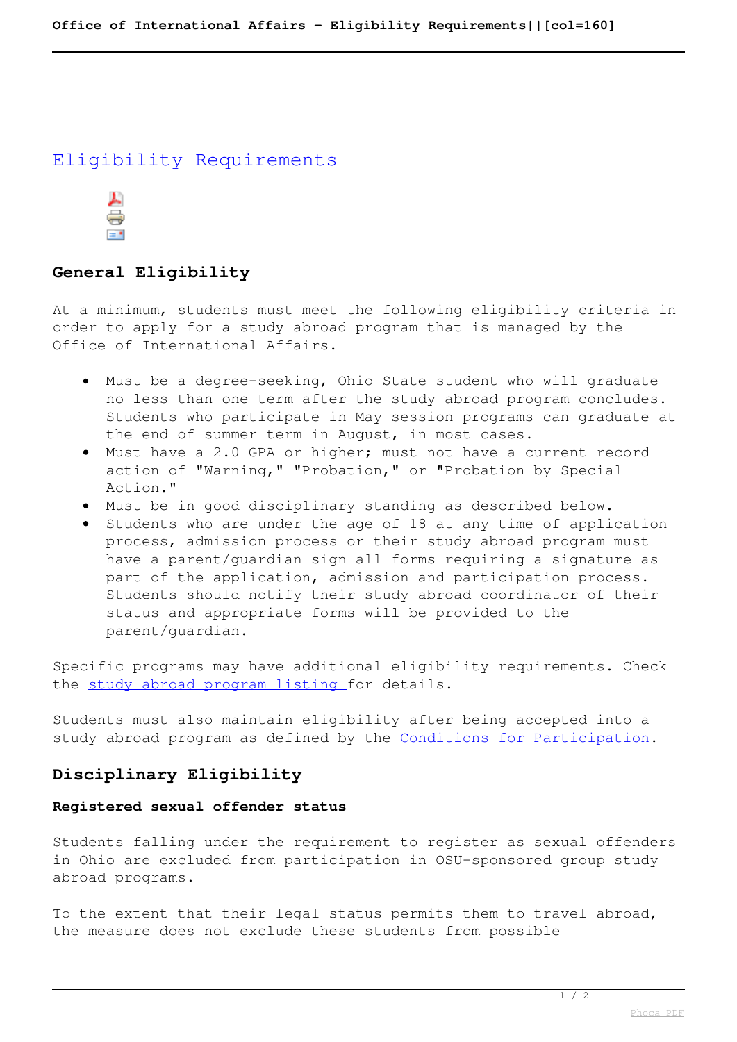# Eligibility Requirements

## General Eligibility

At a minimum, students must meet the following eligibility criteria in order to apply for a study abroad program that is managed by the Office of International Affairs.

- Must be a degree-seeking, Ohio State student who will graduate no less than one term after the study abroad program concludes. Students who participate in May session programs can graduate at the end of summer term in August, in most cases.
- Must have a 2.0 GPA or higher; must not have a current record action of "Warning," "Probation," or "Probation by Special Action."
- Must be in good disciplinary standing as described below.
- Students who are under the age of 18 at any time of application process, admission process or their study abroad program must have a parent/guardian sign all forms requiring a signature as part of the application, admission and participation process. Students should notify their study abroad coordinator of their status and appropriate forms will be provided to the parent/guardian.

Specific programs may have additional eligibility requirements. Check the study abroad program listing for details.

Students must also maintain eligibility after being accepted into a study abroad program as defined by the Conditions for Participation.

## Disciplinary Eligibility

### Registered sexual offender status

Students falling under the requirement to register as sexual offenders in Ohio are excluded from participation in OSU-sponsored group study abroad programs.

To the extent that their legal status permits them to travel abroad, the measure does not exclude these students from possible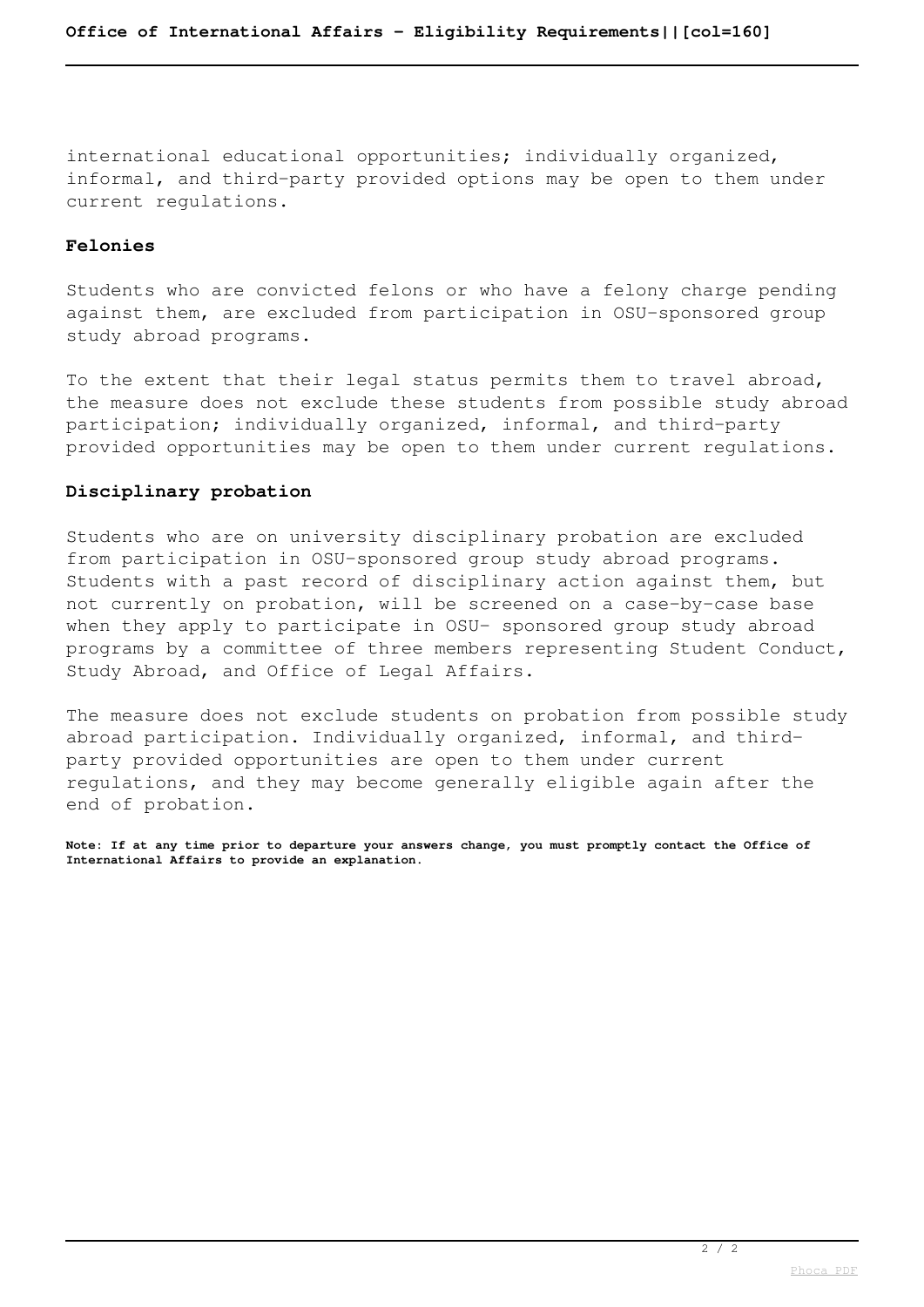international educational opportunities; individually organized, informal, and third-party provided options may be open to them under current regulations.

### Felonies

Students who are convicted felons or who have a felony charge pending against them, are excluded from participation in OSU-sponsored group study abroad programs.

To the extent that their legal status permits them to travel abroad, the measure does not exclude these students from possible study abroad participation; individually organized, informal, and third-party provided opportunities may be open to them under current regulations.

### Disciplinary probation

Students who are on university disciplinary probation are excluded from participation in OSU-sponsored group study abroad programs. Students with a past record of disciplinary action against them, but not currently on probation, will be screened on a case-by-case base when they apply to participate in OSU- sponsored group study abroad programs by a committee of three members representing Student Conduct, Study Abroad, and Office of Legal Affairs.

The measure does not exclude students on probation from possible study abroad participation. Individually organized, informal, and third-party provided opportunities are open to them under current regulations, and they may become generally eligible again after the end of probation.

**Note: If at any time prior to departure your answers change, you must promptly contact the Office of International Affairs to provide an explanation.**